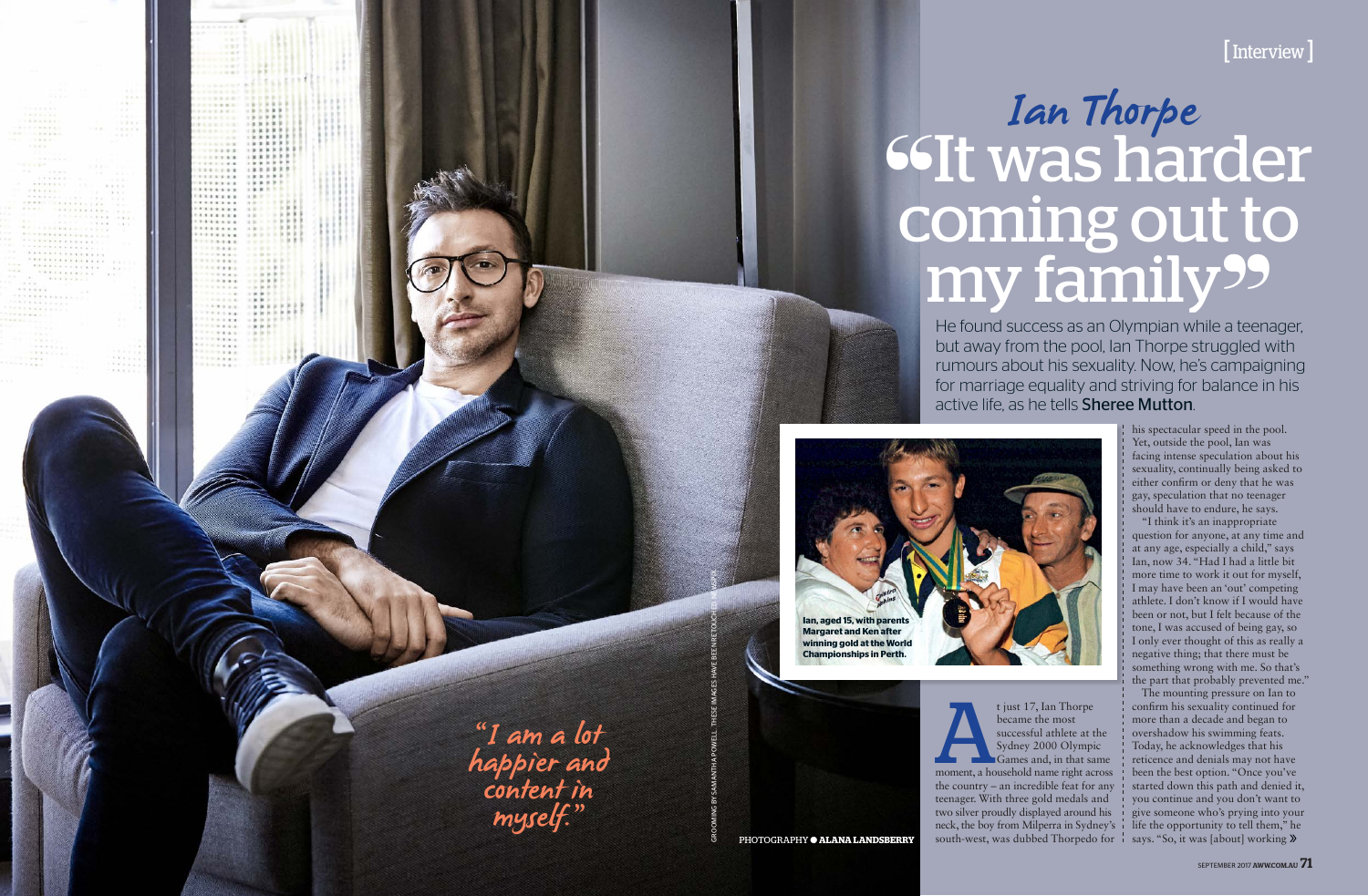[Interview]

# Ian Thorpe
# "It was harder coming out to my family"

He found success as an Olympian while a teenager, but away from the pool, Ian Thorpe struggled with rumours about his sexuality. Now, he's campaigning for marriage equality and striving for balance in his active life, as he tells **Sheree Mutton**.

"I am a lot happier and content in myself."

PHOTOGRAPHY ● ALANA LANDSBERRY

GROOMING BY SAMANTHA POWELL. THESE IMAGES HAVE BEEN RETOUCHED BY AWW.

**Ian, aged 15, with parents Margaret and Ken after winning gold at the World Championships in Perth.**

At just 17, Ian Thorpe became the most successful athlete at the Sydney 2000 Olympic Games and, in that same moment, a household name right across the country – an incredible feat for any teenager. With three gold medals and two silver proudly displayed around his neck, the boy from Milperra in Sydney's south-west, was dubbed Thorpedo for his spectacular speed in the pool. Yet, outside the pool, Ian was facing intense speculation about his sexuality, continually being asked to either confirm or deny that he was gay, speculation that no teenager should have to endure, he says.

"I think it's an inappropriate question for anyone, at any time and at any age, especially a child," says Ian, now 34. "Had I had a little bit more time to work it out for myself, I may have been an 'out' competing athlete. I don't know if I would have been or not, but I felt because of the tone, I was accused of being gay, so I only ever thought of this as really a negative thing; that there must be something wrong with me. So that's the part that probably prevented me."

The mounting pressure on Ian to confirm his sexuality continued for more than a decade and began to overshadow his swimming feats. Today, he acknowledges that his reticence and denials may not have been the best option. "Once you've started down this path and denied it, you continue and you don't want to give someone who's prying into your life the opportunity to tell them," he says. "So, it was [about] working »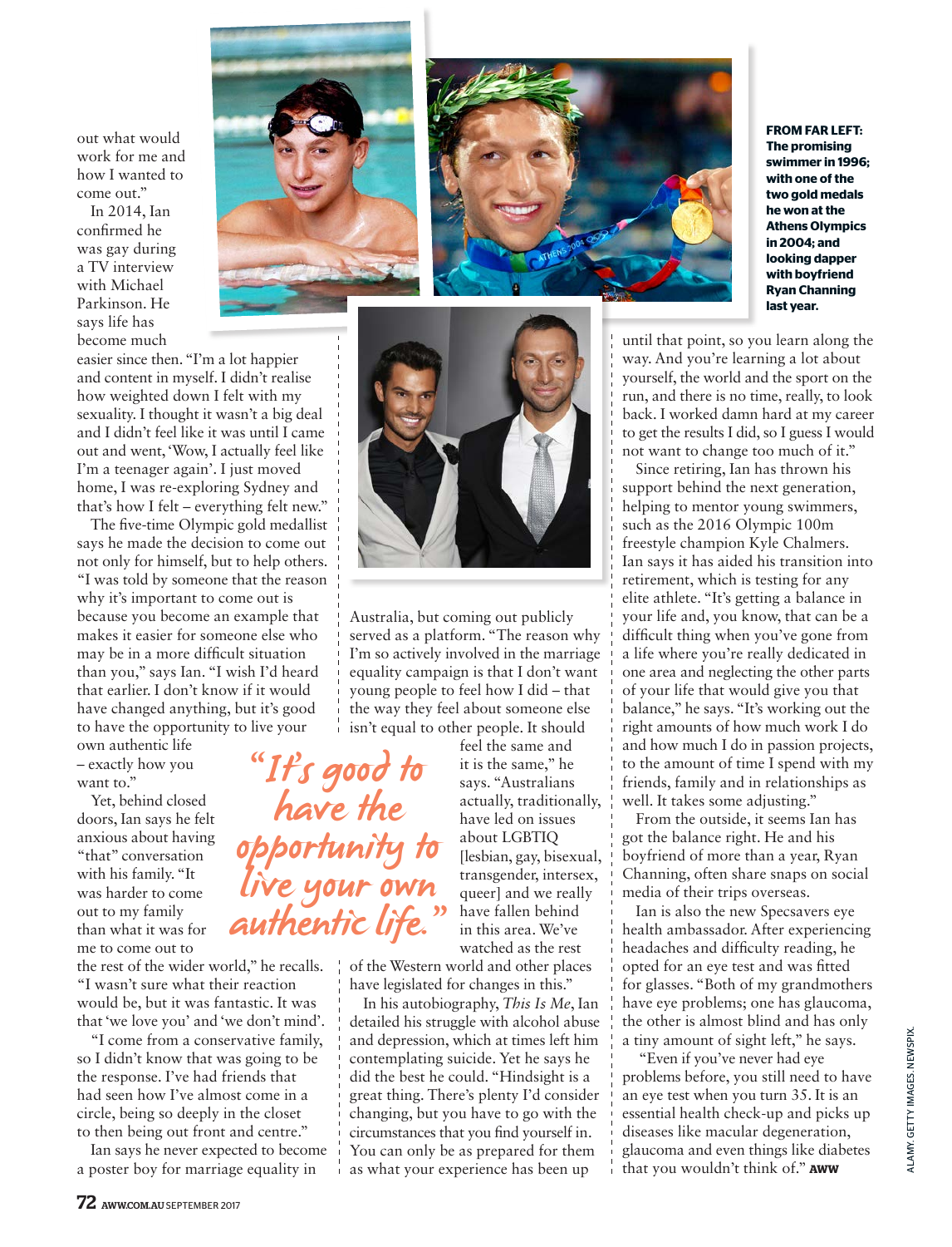out what would work for me and how I wanted to come out."

In 2014, Ian confirmed he was gay during a TV interview with Michael Parkinson. He says life has become much easier since then. "I'm a lot happier and content in myself. I didn't realise how weighted down I felt with my sexuality. I thought it wasn't a big deal and I didn't feel like it was until I came out and went, 'Wow, I actually feel like I'm a teenager again'. I just moved home, I was re-exploring Sydney and that's how I felt – everything felt new."

The five-time Olympic gold medallist says he made the decision to come out not only for himself, but to help others. "I was told by someone that the reason why it's important to come out is because you become an example that makes it easier for someone else who may be in a more difficult situation than you," says Ian. "I wish I'd heard that earlier. I don't know if it would have changed anything, but it's good to have the opportunity to live your own authentic life – exactly how you want to."

Yet, behind closed doors, Ian says he felt anxious about having "that" conversation with his family. "It was harder to come out to my family than what it was for me to come out to the rest of the wider world," he recalls. "I wasn't sure what their reaction would be, but it was fantastic. It was that 'we love you' and 'we don't mind'.

"I come from a conservative family, so I didn't know that was going to be the response. I've had friends that had seen how I've almost come in a circle, being so deeply in the closet to then being out front and centre."

Ian says he never expected to become a poster boy for marriage equality in Australia, but coming out publicly served as a platform. "The reason why I'm so actively involved in the marriage equality campaign is that I don't want young people to feel how I did – that the way they feel about someone else isn't equal to other people. It should feel the same and it is the same," he says. "Australians actually, traditionally, have led on issues about LGBTIQ [lesbian, gay, bisexual, transgender, intersex, queer] and we really have fallen behind in this area. We've watched as the rest of the Western world and other places have legislated for changes in this."

> "It's good to have the opportunity to live your own authentic life."

In his autobiography, *This Is Me*, Ian detailed his struggle with alcohol abuse and depression, which at times left him contemplating suicide. Yet he says he did the best he could. "Hindsight is a great thing. There's plenty I'd consider changing, but you have to go with the circumstances that you find yourself in. You can only be as prepared for them as what your experience has been up until that point, so you learn along the way. And you're learning a lot about yourself, the world and the sport on the run, and there is no time, really, to look back. I worked damn hard at my career to get the results I did, so I guess I would not want to change too much of it."

Since retiring, Ian has thrown his support behind the next generation, helping to mentor young swimmers, such as the 2016 Olympic 100m freestyle champion Kyle Chalmers. Ian says it has aided his transition into retirement, which is testing for any elite athlete. "It's getting a balance in your life and, you know, that can be a difficult thing when you've gone from a life where you're really dedicated in one area and neglecting the other parts of your life that would give you that balance," he says. "It's working out the right amounts of how much work I do and how much I do in passion projects, to the amount of time I spend with my friends, family and in relationships as well. It takes some adjusting."

From the outside, it seems Ian has got the balance right. He and his boyfriend of more than a year, Ryan Channing, often share snaps on social media of their trips overseas.

Ian is also the new Specsavers eye health ambassador. After experiencing headaches and difficulty reading, he opted for an eye test and was fitted for glasses. "Both of my grandmothers have eye problems; one has glaucoma, the other is almost blind and has only a tiny amount of sight left," he says.

"Even if you've never had eye problems before, you still need to have an eye test when you turn 35. It is an essential health check-up and picks up diseases like macular degeneration, glaucoma and even things like diabetes that you wouldn't think of." **AWW**

**FROM FAR LEFT: The promising swimmer in 1996; with one of the two gold medals he won at the Athens Olympics in 2004; and looking dapper with boyfriend Ryan Channing last year.**

ALAMY. GETTY IMAGES. NEWSPIX.